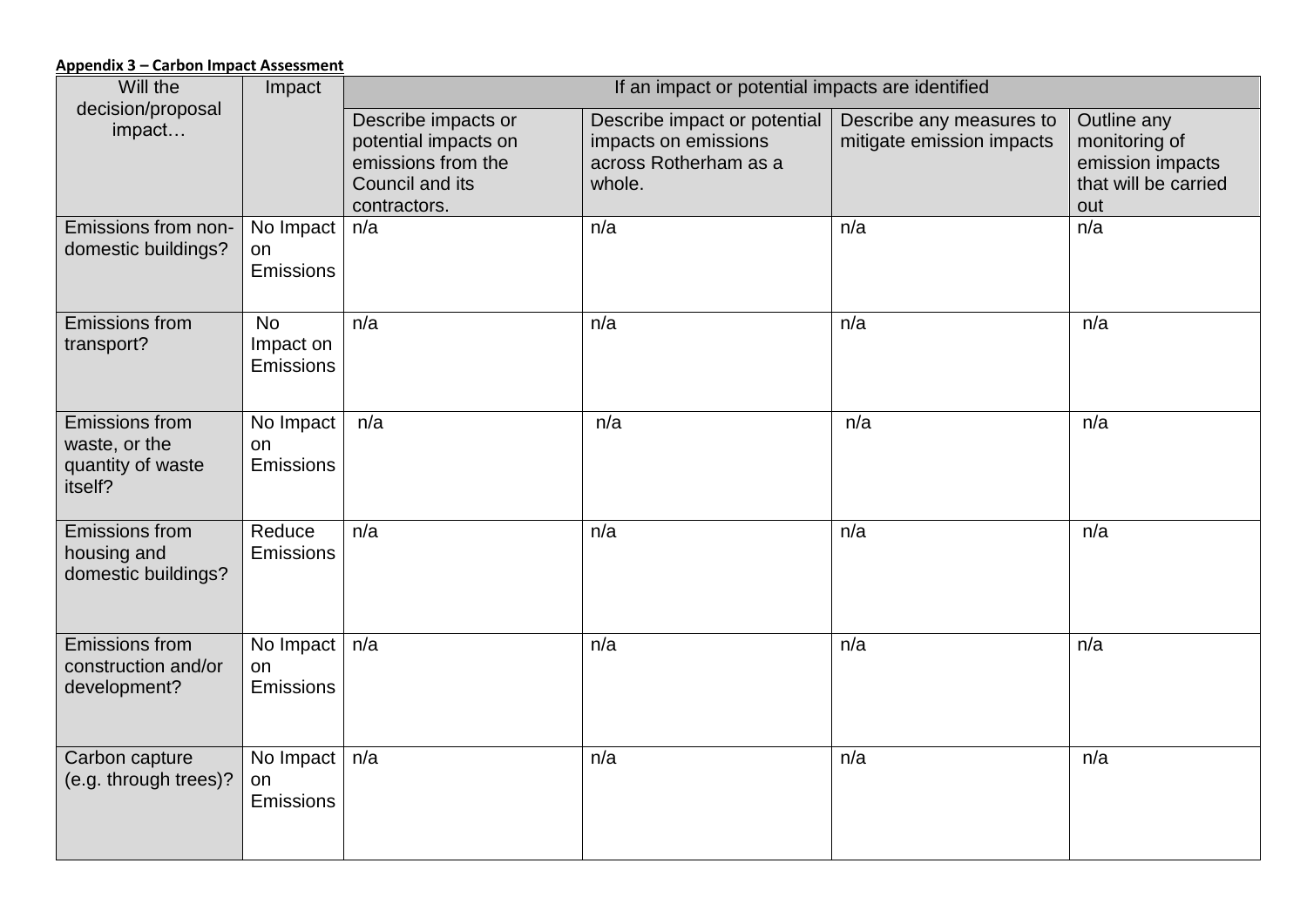**Appendix 3 – Carbon Impact Assessment**

| Will the decision/proposal impact… | Impact | If an impact or potential impacts are identified | | | |
|---|---|---|---|---|---|
| | | Describe impacts or potential impacts on emissions from the Council and its contractors. | Describe impact or potential impacts on emissions across Rotherham as a whole. | Describe any measures to mitigate emission impacts | Outline any monitoring of emission impacts that will be carried out |
| Emissions from non-domestic buildings? | No Impact on Emissions | n/a | n/a | n/a | n/a |
| Emissions from transport? | No Impact on Emissions | n/a | n/a | n/a | n/a |
| Emissions from waste, or the quantity of waste itself? | No Impact on Emissions | n/a | n/a | n/a | n/a |
| Emissions from housing and domestic buildings? | Reduce Emissions | n/a | n/a | n/a | n/a |
| Emissions from construction and/or development? | No Impact on Emissions | n/a | n/a | n/a | n/a |
| Carbon capture (e.g. through trees)? | No Impact on Emissions | n/a | n/a | n/a | n/a |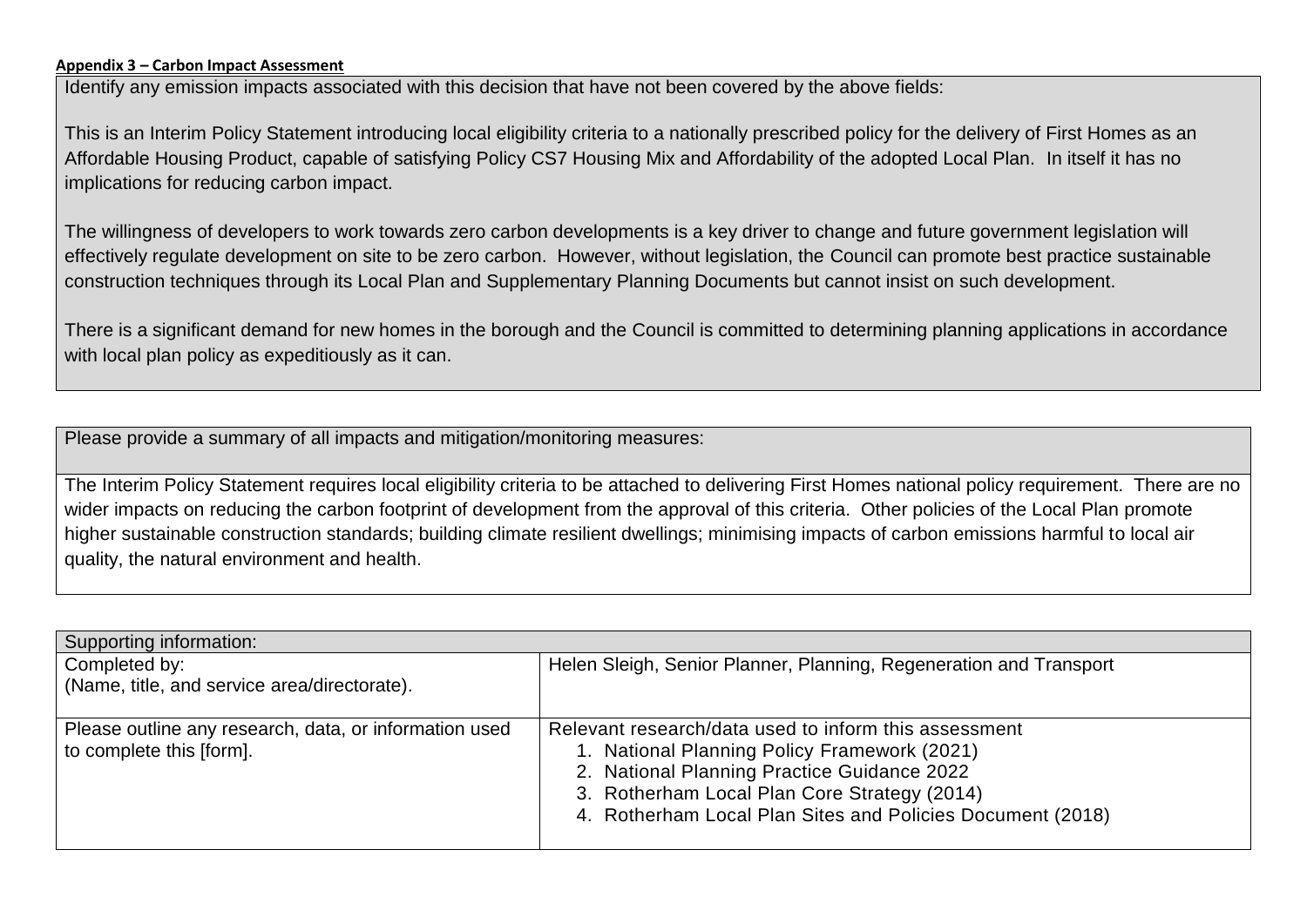**Appendix 3 – Carbon Impact Assessment**

| Identify any emission impacts associated with this decision that have not been covered by the above fields: |
| --- |
| This is an Interim Policy Statement introducing local eligibility criteria to a nationally prescribed policy for the delivery of First Homes as an Affordable Housing Product, capable of satisfying Policy CS7 Housing Mix and Affordability of the adopted Local Plan. In itself it has no implications for reducing carbon impact.<br><br>The willingness of developers to work towards zero carbon developments is a key driver to change and future government legislation will effectively regulate development on site to be zero carbon. However, without legislation, the Council can promote best practice sustainable construction techniques through its Local Plan and Supplementary Planning Documents but cannot insist on such development.<br><br>There is a significant demand for new homes in the borough and the Council is committed to determining planning applications in accordance with local plan policy as expeditiously as it can. |

| Please provide a summary of all impacts and mitigation/monitoring measures: |
| --- |
| The Interim Policy Statement requires local eligibility criteria to be attached to delivering First Homes national policy requirement. There are no wider impacts on reducing the carbon footprint of development from the approval of this criteria. Other policies of the Local Plan promote higher sustainable construction standards; building climate resilient dwellings; minimising impacts of carbon emissions harmful to local air quality, the natural environment and health. |

| Supporting information: | |
| --- | --- |
| Completed by:<br>(Name, title, and service area/directorate). | Helen Sleigh, Senior Planner, Planning, Regeneration and Transport |
| Please outline any research, data, or information used to complete this [form]. | Relevant research/data used to inform this assessment<br>1. National Planning Policy Framework (2021)<br>2. National Planning Practice Guidance 2022<br>3. Rotherham Local Plan Core Strategy (2014)<br>4. Rotherham Local Plan Sites and Policies Document (2018) |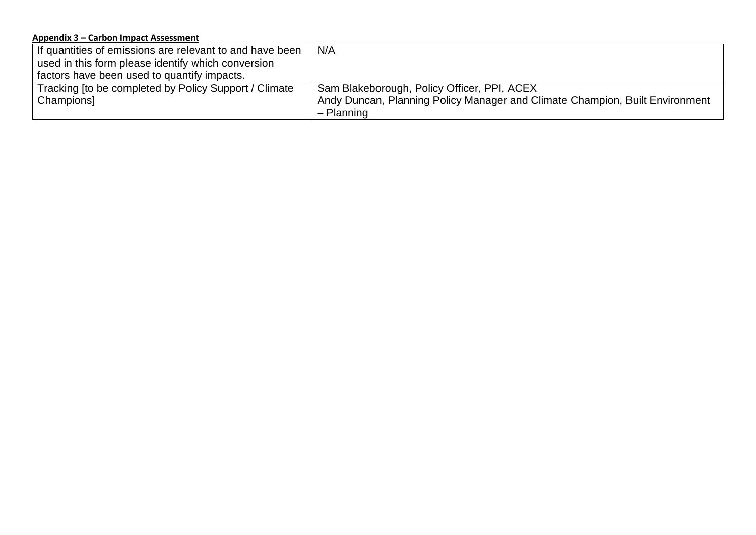**Appendix 3 – Carbon Impact Assessment**

| | |
|---|---|
| If quantities of emissions are relevant to and have been used in this form please identify which conversion factors have been used to quantify impacts. | N/A |
| Tracking [to be completed by Policy Support / Climate Champions] | Sam Blakeborough, Policy Officer, PPI, ACEX<br>Andy Duncan, Planning Policy Manager and Climate Champion, Built Environment – Planning |